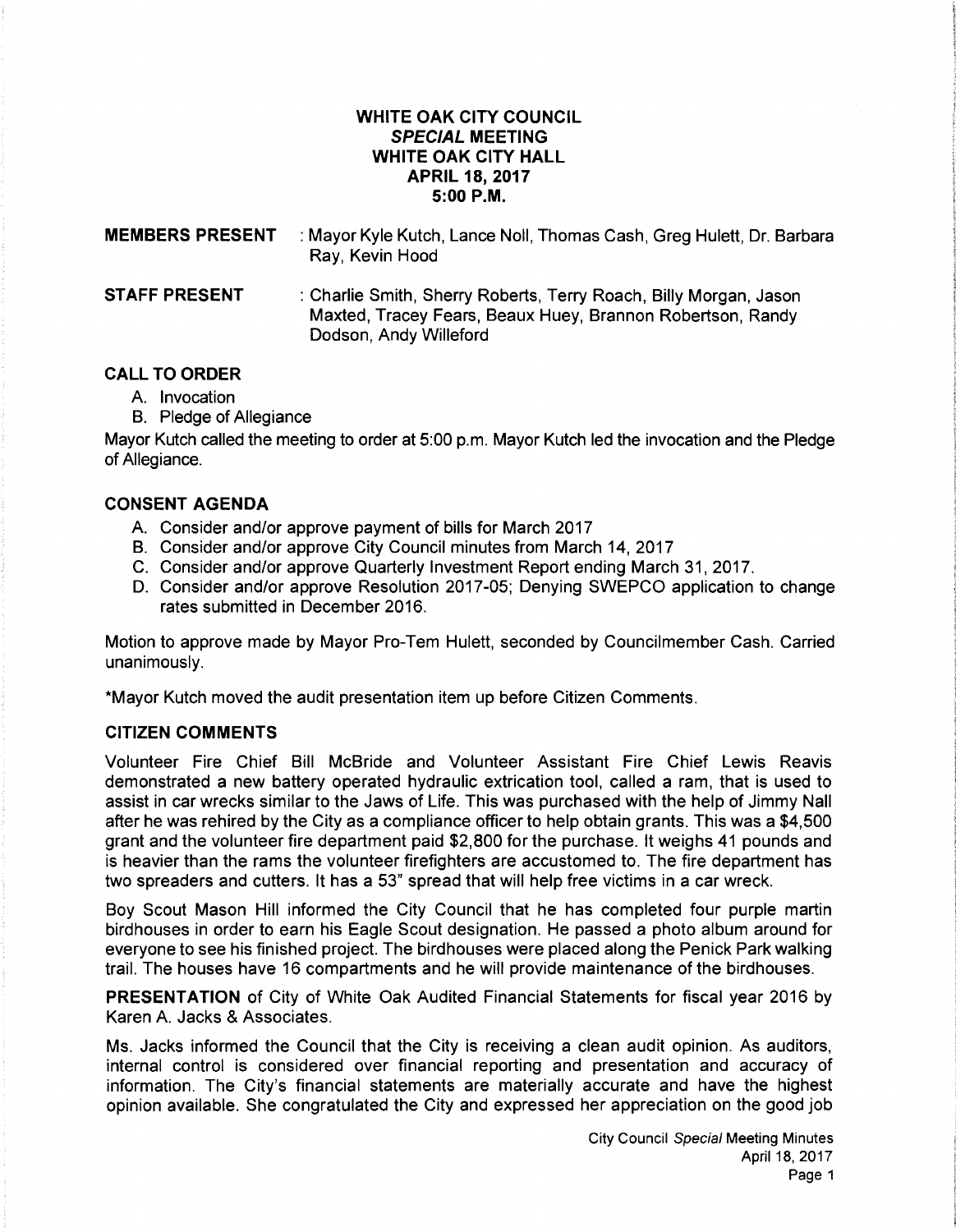# WHITE OAK CITY COUNCIL
## *SPECIAL* MEETING
## WHITE OAK CITY HALL
## APRIL 18, 2017
## 5:00 P.M.

**MEMBERS PRESENT** : Mayor Kyle Kutch, Lance Noll, Thomas Cash, Greg Hulett, Dr. Barbara Ray, Kevin Hood

**STAFF PRESENT** : Charlie Smith, Sherry Roberts, Terry Roach, Billy Morgan, Jason Maxted, Tracey Fears, Beaux Huey, Brannon Robertson, Randy Dodson, Andy Willeford

### CALL TO ORDER

A. Invocation
B. Pledge of Allegiance

Mayor Kutch called the meeting to order at 5:00 p.m. Mayor Kutch led the invocation and the Pledge of Allegiance.

### CONSENT AGENDA

A. Consider and/or approve payment of bills for March 2017
B. Consider and/or approve City Council minutes from March 14, 2017
C. Consider and/or approve Quarterly Investment Report ending March 31, 2017.
D. Consider and/or approve Resolution 2017-05; Denying SWEPCO application to change rates submitted in December 2016.

Motion to approve made by Mayor Pro-Tem Hulett, seconded by Councilmember Cash. Carried unanimously.

*Mayor Kutch moved the audit presentation item up before Citizen Comments.

### CITIZEN COMMENTS

Volunteer Fire Chief Bill McBride and Volunteer Assistant Fire Chief Lewis Reavis demonstrated a new battery operated hydraulic extrication tool, called a ram, that is used to assist in car wrecks similar to the Jaws of Life. This was purchased with the help of Jimmy Nall after he was rehired by the City as a compliance officer to help obtain grants. This was a $4,500 grant and the volunteer fire department paid $2,800 for the purchase. It weighs 41 pounds and is heavier than the rams the volunteer firefighters are accustomed to. The fire department has two spreaders and cutters. It has a 53" spread that will help free victims in a car wreck.

Boy Scout Mason Hill informed the City Council that he has completed four purple martin birdhouses in order to earn his Eagle Scout designation. He passed a photo album around for everyone to see his finished project. The birdhouses were placed along the Penick Park walking trail. The houses have 16 compartments and he will provide maintenance of the birdhouses.

**PRESENTATION** of City of White Oak Audited Financial Statements for fiscal year 2016 by Karen A. Jacks & Associates.

Ms. Jacks informed the Council that the City is receiving a clean audit opinion. As auditors, internal control is considered over financial reporting and presentation and accuracy of information. The City's financial statements are materially accurate and have the highest opinion available. She congratulated the City and expressed her appreciation on the good job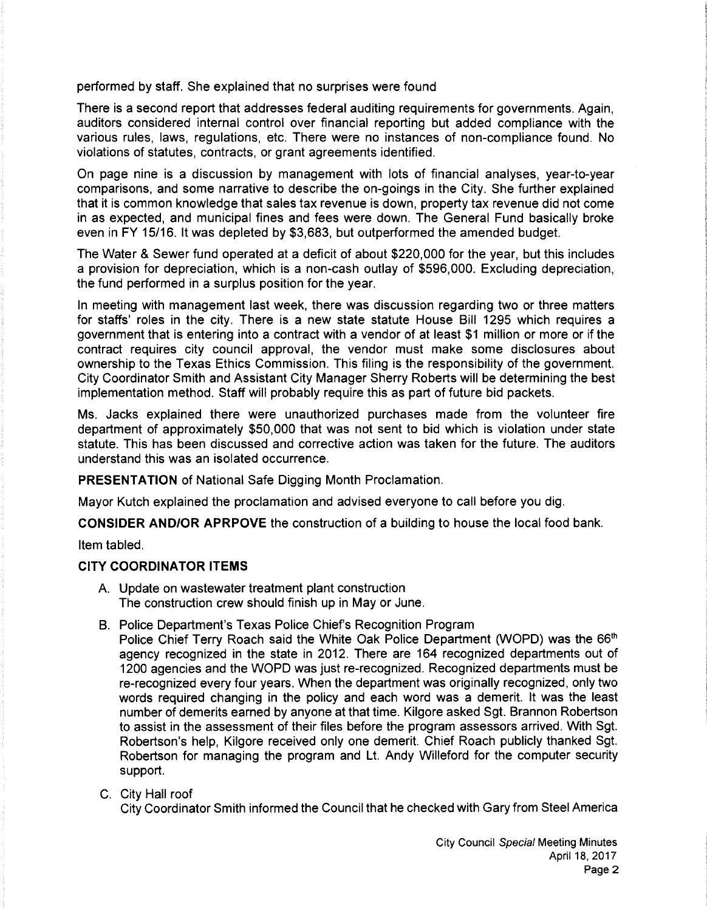performed by staff. She explained that no surprises were found

There is a second report that addresses federal auditing requirements for governments. Again, auditors considered internal control over financial reporting but added compliance with the various rules, laws, regulations, etc. There were no instances of non-compliance found. No violations of statutes, contracts, or grant agreements identified.

On page nine is a discussion by management with lots of financial analyses, year-to-year comparisons, and some narrative to describe the on-goings in the City. She further explained that it is common knowledge that sales tax revenue is down, property tax revenue did not come in as expected, and municipal fines and fees were down. The General Fund basically broke even in FY 15/16. It was depleted by $3,683, but outperformed the amended budget.

The Water & Sewer fund operated at a deficit of about $220,000 for the year, but this includes a provision for depreciation, which is a non-cash outlay of $596,000. Excluding depreciation, the fund performed in a surplus position for the year.

In meeting with management last week, there was discussion regarding two or three matters for staffs' roles in the city. There is a new state statute House Bill 1295 which requires a government that is entering into a contract with a vendor of at least $1 million or more or if the contract requires city council approval, the vendor must make some disclosures about ownership to the Texas Ethics Commission. This filing is the responsibility of the government. City Coordinator Smith and Assistant City Manager Sherry Roberts will be determining the best implementation method. Staff will probably require this as part of future bid packets.

Ms. Jacks explained there were unauthorized purchases made from the volunteer fire department of approximately $50,000 that was not sent to bid which is violation under state statute. This has been discussed and corrective action was taken for the future. The auditors understand this was an isolated occurrence.

**PRESENTATION** of National Safe Digging Month Proclamation.

Mayor Kutch explained the proclamation and advised everyone to call before you dig.

**CONSIDER AND/OR APRPOVE** the construction of a building to house the local food bank.

Item tabled.

**CITY COORDINATOR ITEMS**

A. Update on wastewater treatment plant construction
   The construction crew should finish up in May or June.

B. Police Department's Texas Police Chief's Recognition Program
   Police Chief Terry Roach said the White Oak Police Department (WOPD) was the 66th agency recognized in the state in 2012. There are 164 recognized departments out of 1200 agencies and the WOPD was just re-recognized. Recognized departments must be re-recognized every four years. When the department was originally recognized, only two words required changing in the policy and each word was a demerit. It was the least number of demerits earned by anyone at that time. Kilgore asked Sgt. Brannon Robertson to assist in the assessment of their files before the program assessors arrived. With Sgt. Robertson's help, Kilgore received only one demerit. Chief Roach publicly thanked Sgt. Robertson for managing the program and Lt. Andy Willeford for the computer security support.

C. City Hall roof
   City Coordinator Smith informed the Council that he checked with Gary from Steel America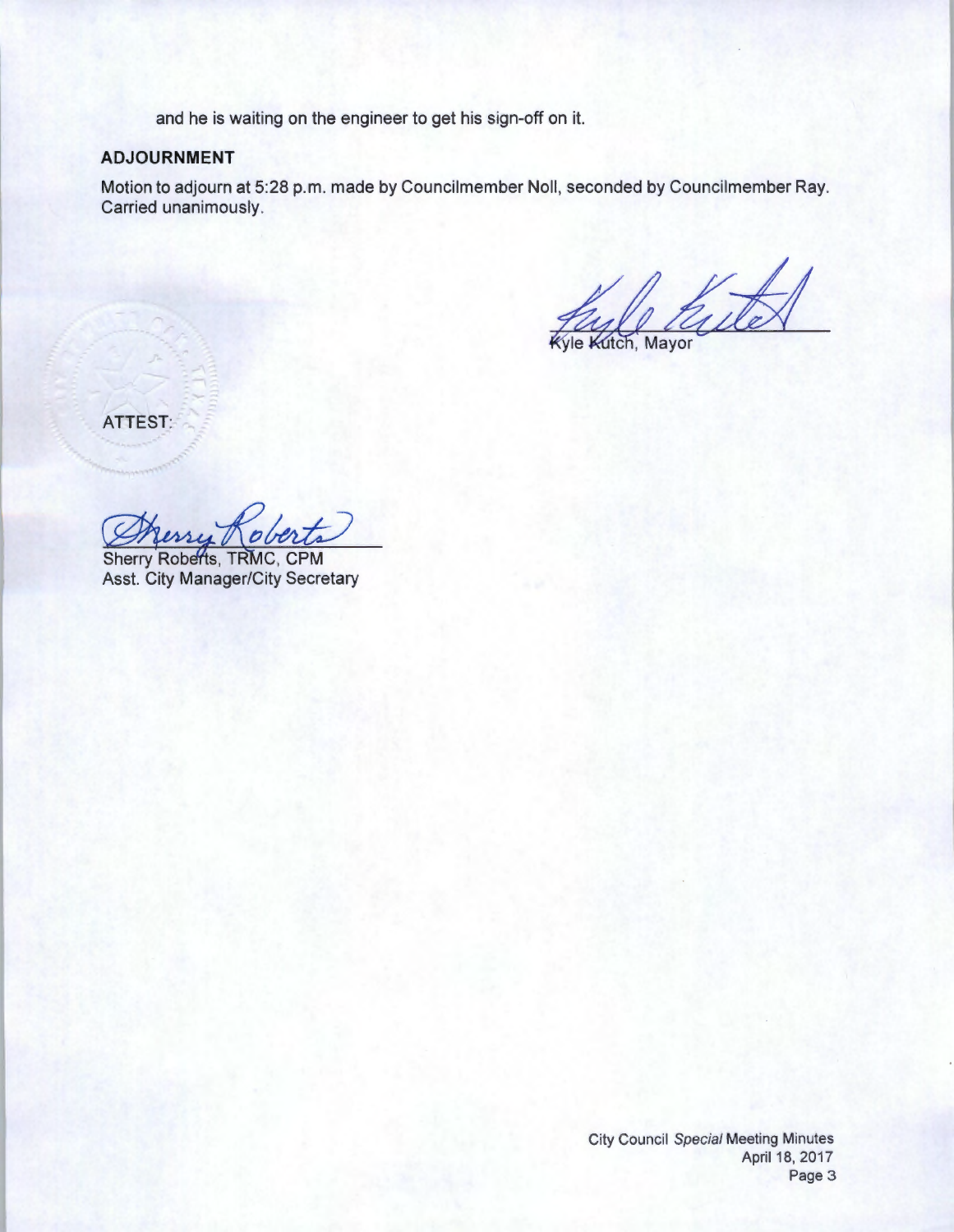and he is waiting on the engineer to get his sign-off on it.

## ADJOURNMENT

Motion to adjourn at 5:28 p.m. made by Councilmember Noll, seconded by Councilmember Ray. Carried unanimously.

Kyle Kutch, Mayor

ATTEST:

Sherry Roberts, TRMC, CPM
Asst. City Manager/City Secretary

City Council *Special* Meeting Minutes
April 18, 2017